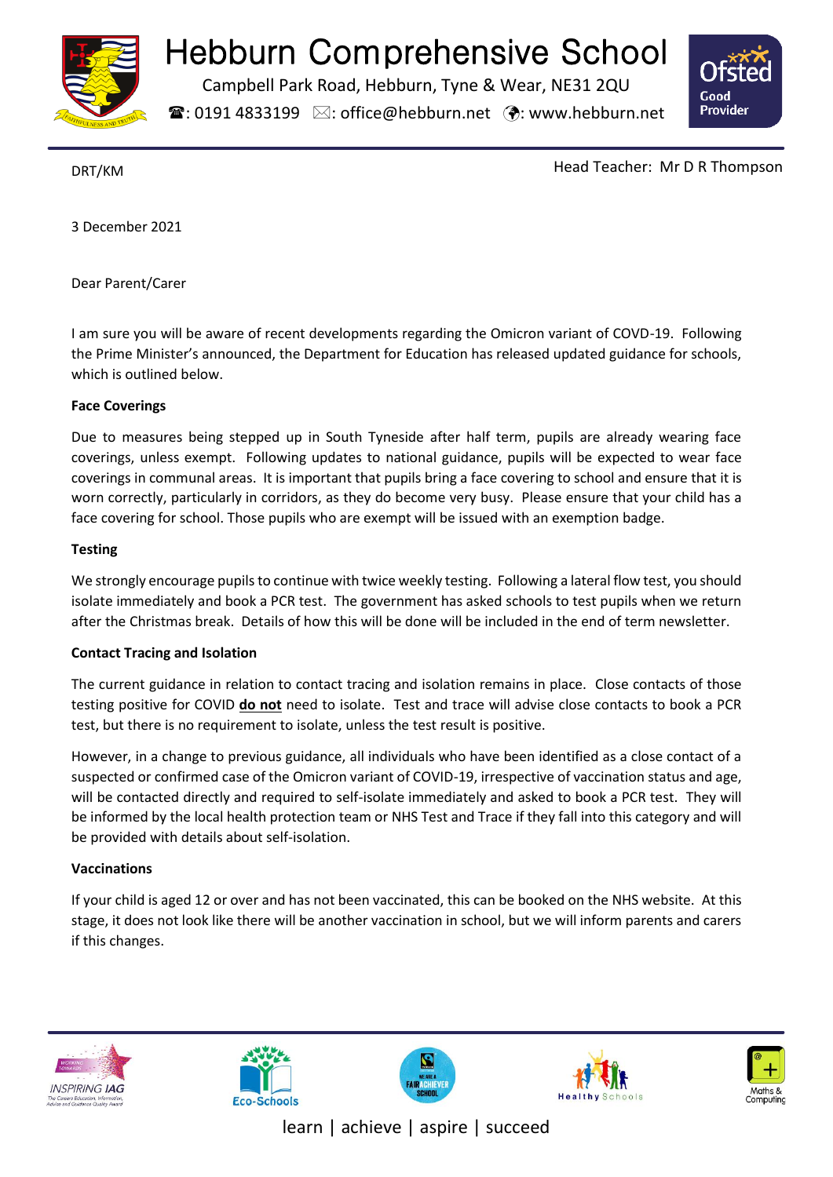# Hebburn Comprehensive School

Campbell Park Road, Hebburn, Tyne & Wear, NE31 2QU

☎: 0191 4833199 ✉: office@hebburn.net 🌍: www.hebburn.net

Ofsted Good Provider

DRT/KM

Head Teacher: Mr D R Thompson

3 December 2021

Dear Parent/Carer

I am sure you will be aware of recent developments regarding the Omicron variant of COVD-19. Following the Prime Minister's announced, the Department for Education has released updated guidance for schools, which is outlined below.

**Face Coverings**

Due to measures being stepped up in South Tyneside after half term, pupils are already wearing face coverings, unless exempt. Following updates to national guidance, pupils will be expected to wear face coverings in communal areas. It is important that pupils bring a face covering to school and ensure that it is worn correctly, particularly in corridors, as they do become very busy. Please ensure that your child has a face covering for school. Those pupils who are exempt will be issued with an exemption badge.

**Testing**

We strongly encourage pupils to continue with twice weekly testing. Following a lateral flow test, you should isolate immediately and book a PCR test. The government has asked schools to test pupils when we return after the Christmas break. Details of how this will be done will be included in the end of term newsletter.

**Contact Tracing and Isolation**

The current guidance in relation to contact tracing and isolation remains in place. Close contacts of those testing positive for COVID **do not** need to isolate. Test and trace will advise close contacts to book a PCR test, but there is no requirement to isolate, unless the test result is positive.

However, in a change to previous guidance, all individuals who have been identified as a close contact of a suspected or confirmed case of the Omicron variant of COVID-19, irrespective of vaccination status and age, will be contacted directly and required to self-isolate immediately and asked to book a PCR test. They will be informed by the local health protection team or NHS Test and Trace if they fall into this category and will be provided with details about self-isolation.

**Vaccinations**

If your child is aged 12 or over and has not been vaccinated, this can be booked on the NHS website. At this stage, it does not look like there will be another vaccination in school, but we will inform parents and carers if this changes.

learn | achieve | aspire | succeed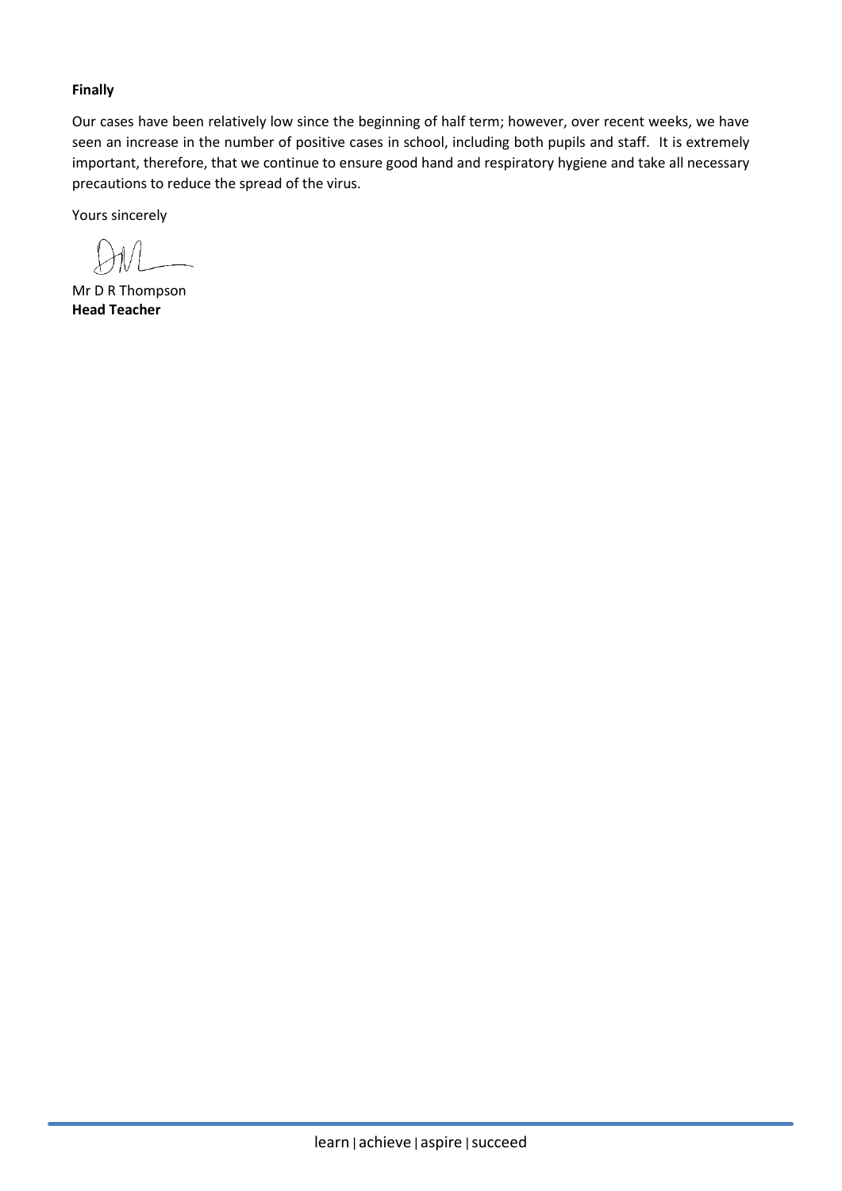**Finally**

Our cases have been relatively low since the beginning of half term; however, over recent weeks, we have seen an increase in the number of positive cases in school, including both pupils and staff. It is extremely important, therefore, that we continue to ensure good hand and respiratory hygiene and take all necessary precautions to reduce the spread of the virus.

Yours sincerely

Mr D R Thompson
**Head Teacher**